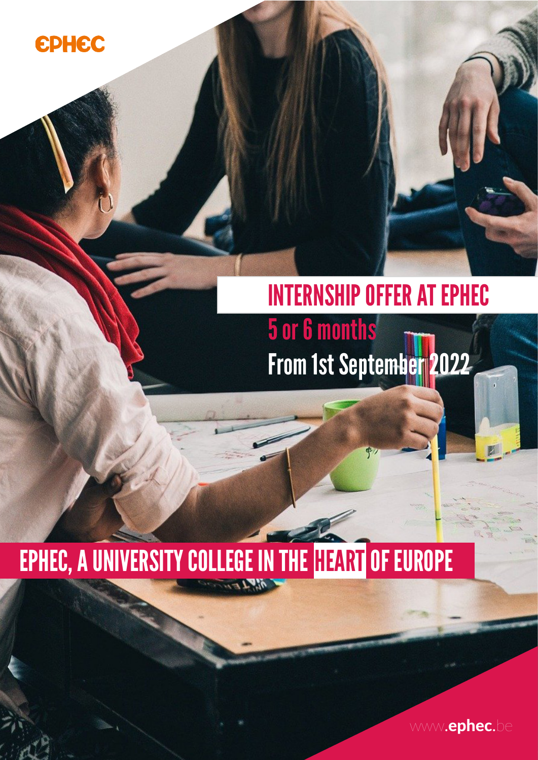EPHEC

# INTERNSHIP OFFER AT EPHEC

## 5 or 6 months

## From 1st September 2022

# EPHEC, A UNIVERSITY COLLEGE IN THE HEART OF EUROPE

www.ephec.be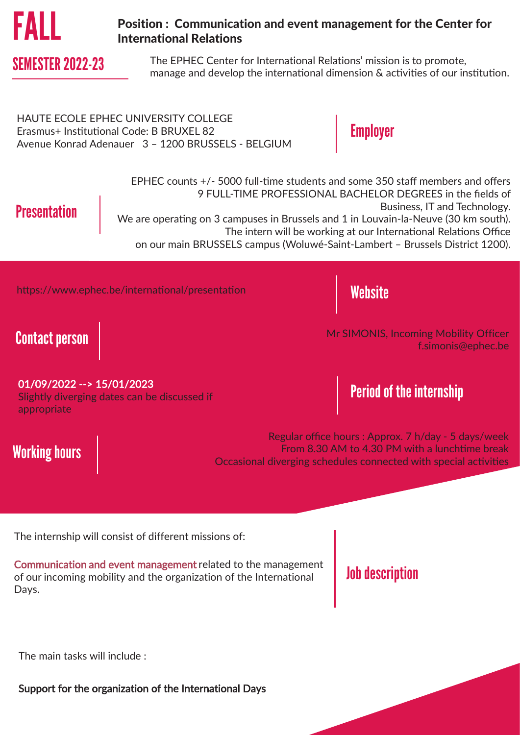# FALL

## SEMESTER 2022-23

**Position : Communication and event management for the Center for International Relations**

The EPHEC Center for International Relations' mission is to promote, manage and develop the international dimension & activities of our institution.

## Employer

HAUTE ECOLE EPHEC UNIVERSITY COLLEGE
Erasmus+ Institutional Code: B BRUXEL 82
Avenue Konrad Adenauer 3 – 1200 BRUSSELS - BELGIUM

## Presentation

EPHEC counts +/- 5000 full-time students and some 350 staff members and offers 9 FULL-TIME PROFESSIONAL BACHELOR DEGREES in the fields of Business, IT and Technology.
We are operating on 3 campuses in Brussels and 1 in Louvain-la-Neuve (30 km south).
The intern will be working at our International Relations Office on our main BRUSSELS campus (Woluwé-Saint-Lambert – Brussels District 1200).

## Website

https://www.ephec.be/international/presentation

## Contact person

Mr SIMONIS, Incoming Mobility Officer
f.simonis@ephec.be

## Period of the internship

01/09/2022 --> 15/01/2023
Slightly diverging dates can be discussed if appropriate

## Working hours

Regular office hours : Approx. 7 h/day - 5 days/week
From 8.30 AM to 4.30 PM with a lunchtime break
Occasional diverging schedules connected with special activities

## Job description

The internship will consist of different missions of:

**Communication and event management** related to the management of our incoming mobility and the organization of the International Days.

The main tasks will include :

**Support for the organization of the International Days**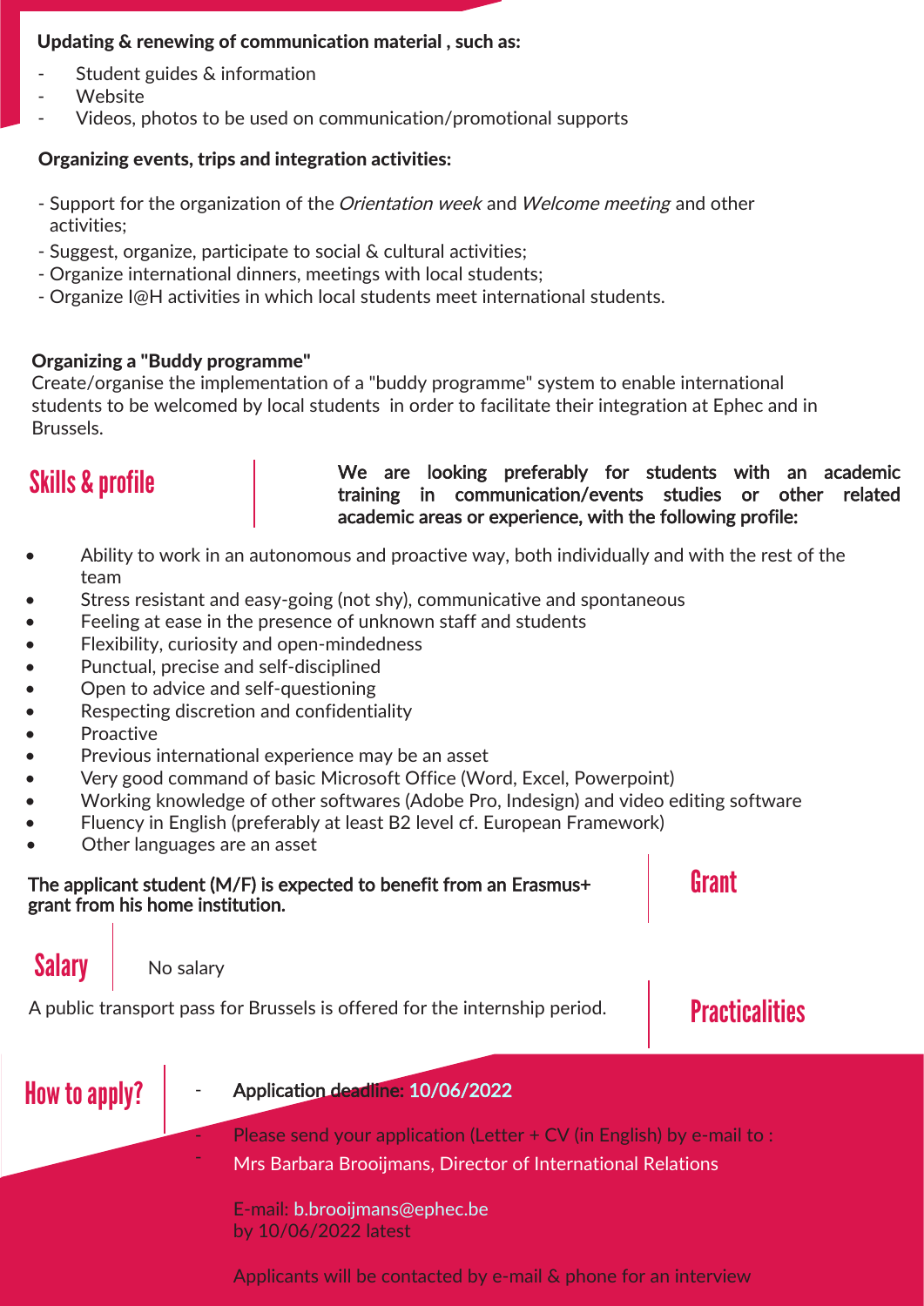**Updating & renewing of communication material , such as:**

- Student guides & information
- Website
- Videos, photos to be used on communication/promotional supports

**Organizing events, trips and integration activities:**

- Support for the organization of the *Orientation week* and *Welcome meeting* and other activities;
- Suggest, organize, participate to social & cultural activities;
- Organize international dinners, meetings with local students;
- Organize I@H activities in which local students meet international students.

**Organizing a "Buddy programme"**

Create/organise the implementation of a "buddy programme" system to enable international students to be welcomed by local students in order to facilitate their integration at Ephec and in Brussels.

## Skills & profile

**We are looking preferably for students with an academic training in communication/events studies or other related academic areas or experience, with the following profile:**

- Ability to work in an autonomous and proactive way, both individually and with the rest of the team
- Stress resistant and easy-going (not shy), communicative and spontaneous
- Feeling at ease in the presence of unknown staff and students
- Flexibility, curiosity and open-mindedness
- Punctual, precise and self-disciplined
- Open to advice and self-questioning
- Respecting discretion and confidentiality
- Proactive
- Previous international experience may be an asset
- Very good command of basic Microsoft Office (Word, Excel, Powerpoint)
- Working knowledge of other softwares (Adobe Pro, Indesign) and video editing software
- Fluency in English (preferably at least B2 level cf. European Framework)
- Other languages are an asset

## Grant

**The applicant student (M/F) is expected to benefit from an Erasmus+ grant from his home institution.**

## Salary

No salary

## Practicalities

A public transport pass for Brussels is offered for the internship period.

## How to apply?

- **Application deadline: 10/06/2022**
- Please send your application (Letter + CV (in English) by e-mail to :
- Mrs Barbara Brooijmans, Director of International Relations

E-mail: b.brooijmans@ephec.be
by 10/06/2022 latest

Applicants will be contacted by e-mail & phone for an interview